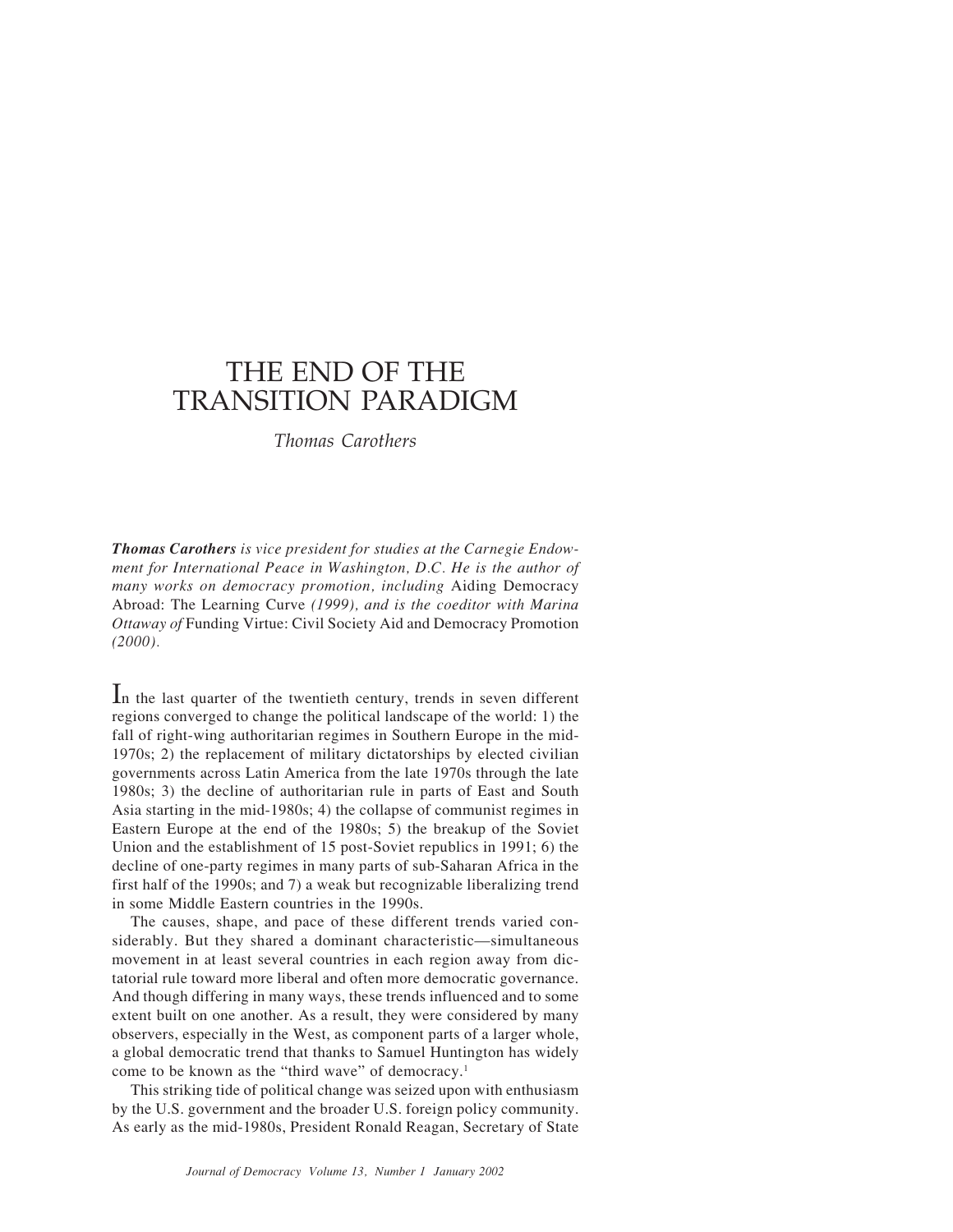# THE END OF THE TRANSITION PARADIGM

*Thomas Carothers*

***Thomas Carothers** is vice president for studies at the Carnegie Endowment for International Peace in Washington, D.C. He is the author of many works on democracy promotion, including* Aiding Democracy Abroad: The Learning Curve *(1999), and is the coeditor with Marina Ottaway of* Funding Virtue: Civil Society Aid and Democracy Promotion *(2000).*

In the last quarter of the twentieth century, trends in seven different regions converged to change the political landscape of the world: 1) the fall of right-wing authoritarian regimes in Southern Europe in the mid-1970s; 2) the replacement of military dictatorships by elected civilian governments across Latin America from the late 1970s through the late 1980s; 3) the decline of authoritarian rule in parts of East and South Asia starting in the mid-1980s; 4) the collapse of communist regimes in Eastern Europe at the end of the 1980s; 5) the breakup of the Soviet Union and the establishment of 15 post-Soviet republics in 1991; 6) the decline of one-party regimes in many parts of sub-Saharan Africa in the first half of the 1990s; and 7) a weak but recognizable liberalizing trend in some Middle Eastern countries in the 1990s.

The causes, shape, and pace of these different trends varied considerably. But they shared a dominant characteristic—simultaneous movement in at least several countries in each region away from dictatorial rule toward more liberal and often more democratic governance. And though differing in many ways, these trends influenced and to some extent built on one another. As a result, they were considered by many observers, especially in the West, as component parts of a larger whole, a global democratic trend that thanks to Samuel Huntington has widely come to be known as the "third wave" of democracy.[1]

This striking tide of political change was seized upon with enthusiasm by the U.S. government and the broader U.S. foreign policy community. As early as the mid-1980s, President Ronald Reagan, Secretary of State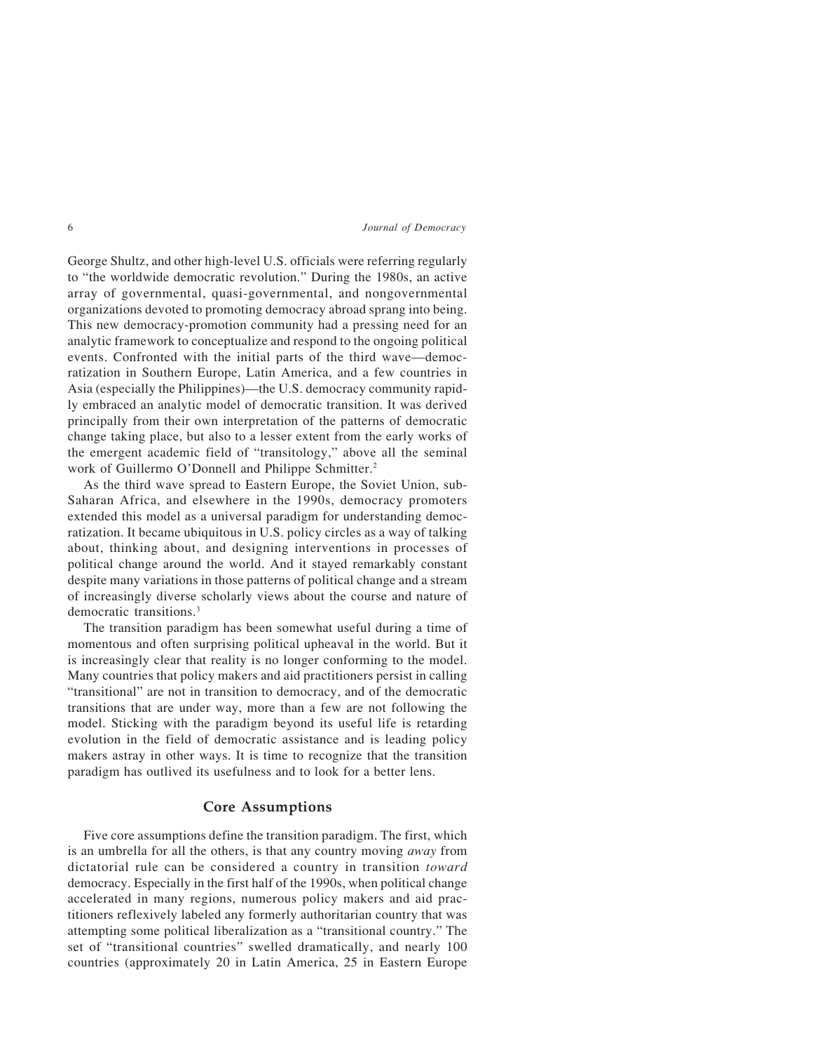George Shultz, and other high-level U.S. officials were referring regularly to "the worldwide democratic revolution." During the 1980s, an active array of governmental, quasi-governmental, and nongovernmental organizations devoted to promoting democracy abroad sprang into being. This new democracy-promotion community had a pressing need for an analytic framework to conceptualize and respond to the ongoing political events. Confronted with the initial parts of the third wave—democratization in Southern Europe, Latin America, and a few countries in Asia (especially the Philippines)—the U.S. democracy community rapidly embraced an analytic model of democratic transition. It was derived principally from their own interpretation of the patterns of democratic change taking place, but also to a lesser extent from the early works of the emergent academic field of "transitology," above all the seminal work of Guillermo O'Donnell and Philippe Schmitter.[2]

As the third wave spread to Eastern Europe, the Soviet Union, sub-Saharan Africa, and elsewhere in the 1990s, democracy promoters extended this model as a universal paradigm for understanding democratization. It became ubiquitous in U.S. policy circles as a way of talking about, thinking about, and designing interventions in processes of political change around the world. And it stayed remarkably constant despite many variations in those patterns of political change and a stream of increasingly diverse scholarly views about the course and nature of democratic transitions.[3]

The transition paradigm has been somewhat useful during a time of momentous and often surprising political upheaval in the world. But it is increasingly clear that reality is no longer conforming to the model. Many countries that policy makers and aid practitioners persist in calling "transitional" are not in transition to democracy, and of the democratic transitions that are under way, more than a few are not following the model. Sticking with the paradigm beyond its useful life is retarding evolution in the field of democratic assistance and is leading policy makers astray in other ways. It is time to recognize that the transition paradigm has outlived its usefulness and to look for a better lens.

## Core Assumptions

Five core assumptions define the transition paradigm. The first, which is an umbrella for all the others, is that any country moving *away* from dictatorial rule can be considered a country in transition *toward* democracy. Especially in the first half of the 1990s, when political change accelerated in many regions, numerous policy makers and aid practitioners reflexively labeled any formerly authoritarian country that was attempting some political liberalization as a "transitional country." The set of "transitional countries" swelled dramatically, and nearly 100 countries (approximately 20 in Latin America, 25 in Eastern Europe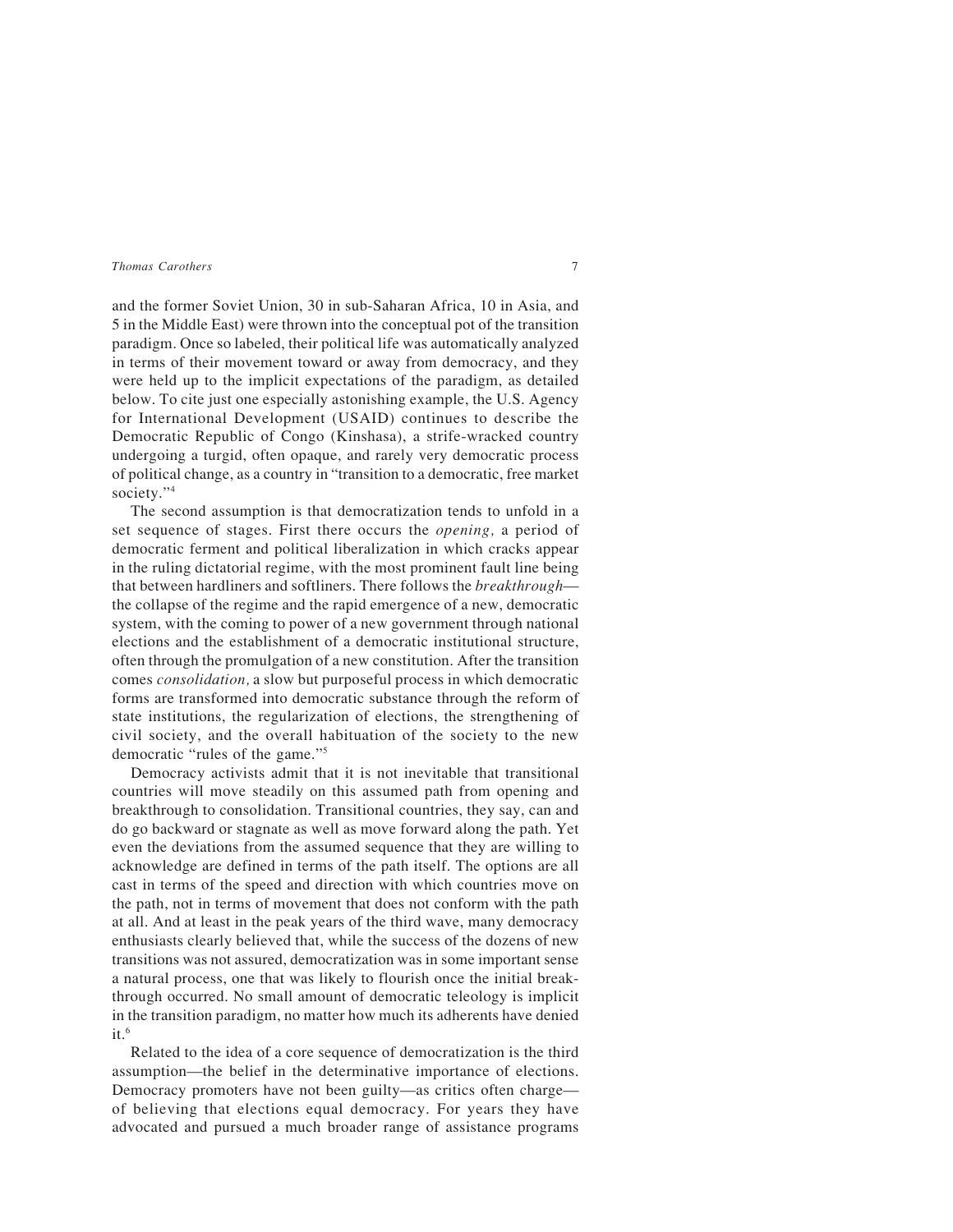and the former Soviet Union, 30 in sub-Saharan Africa, 10 in Asia, and 5 in the Middle East) were thrown into the conceptual pot of the transition paradigm. Once so labeled, their political life was automatically analyzed in terms of their movement toward or away from democracy, and they were held up to the implicit expectations of the paradigm, as detailed below. To cite just one especially astonishing example, the U.S. Agency for International Development (USAID) continues to describe the Democratic Republic of Congo (Kinshasa), a strife-wracked country undergoing a turgid, often opaque, and rarely very democratic process of political change, as a country in "transition to a democratic, free market society."[4]

The second assumption is that democratization tends to unfold in a set sequence of stages. First there occurs the *opening,* a period of democratic ferment and political liberalization in which cracks appear in the ruling dictatorial regime, with the most prominent fault line being that between hardliners and softliners. There follows the *breakthrough*—the collapse of the regime and the rapid emergence of a new, democratic system, with the coming to power of a new government through national elections and the establishment of a democratic institutional structure, often through the promulgation of a new constitution. After the transition comes *consolidation,* a slow but purposeful process in which democratic forms are transformed into democratic substance through the reform of state institutions, the regularization of elections, the strengthening of civil society, and the overall habituation of the society to the new democratic "rules of the game."[5]

Democracy activists admit that it is not inevitable that transitional countries will move steadily on this assumed path from opening and breakthrough to consolidation. Transitional countries, they say, can and do go backward or stagnate as well as move forward along the path. Yet even the deviations from the assumed sequence that they are willing to acknowledge are defined in terms of the path itself. The options are all cast in terms of the speed and direction with which countries move on the path, not in terms of movement that does not conform with the path at all. And at least in the peak years of the third wave, many democracy enthusiasts clearly believed that, while the success of the dozens of new transitions was not assured, democratization was in some important sense a natural process, one that was likely to flourish once the initial breakthrough occurred. No small amount of democratic teleology is implicit in the transition paradigm, no matter how much its adherents have denied it.[6]

Related to the idea of a core sequence of democratization is the third assumption—the belief in the determinative importance of elections. Democracy promoters have not been guilty—as critics often charge—of believing that elections equal democracy. For years they have advocated and pursued a much broader range of assistance programs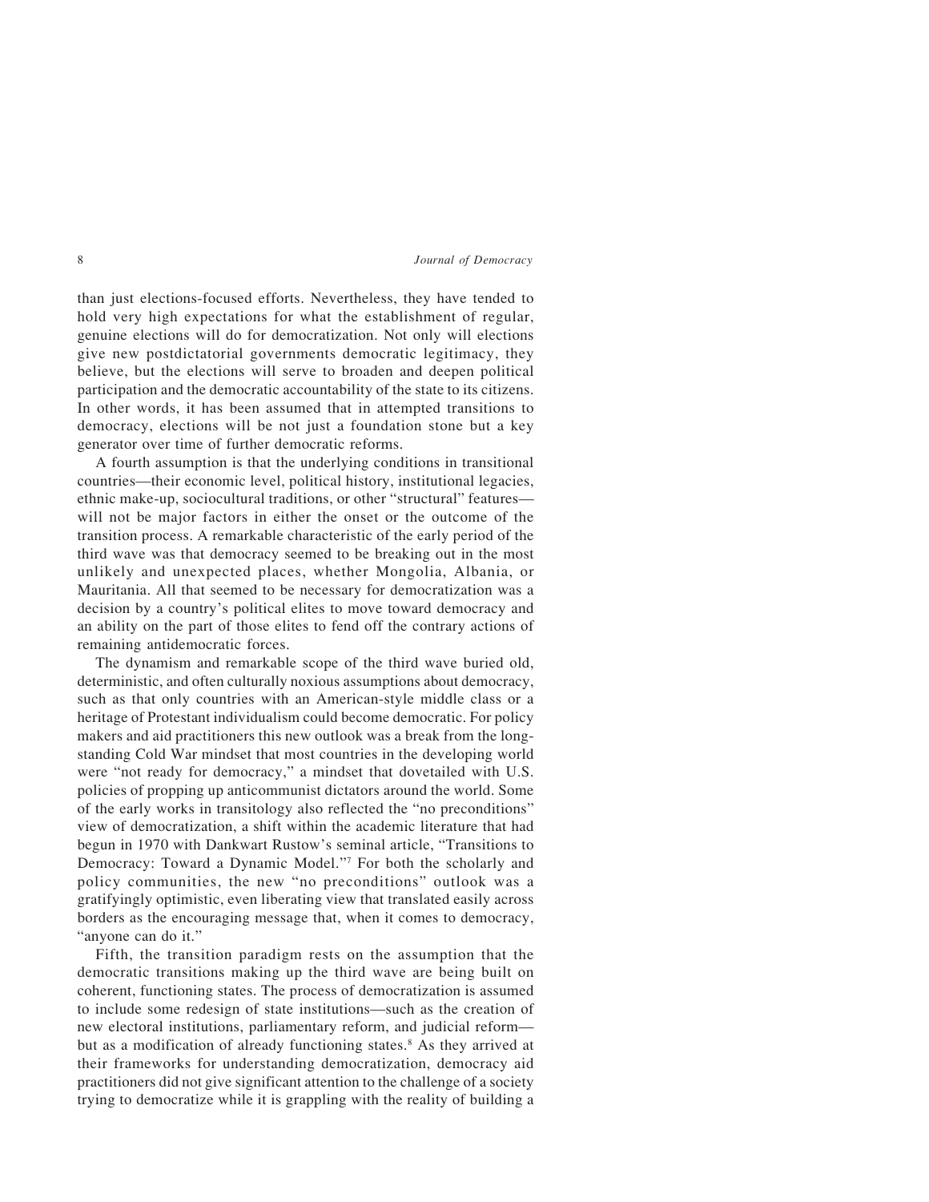than just elections-focused efforts. Nevertheless, they have tended to hold very high expectations for what the establishment of regular, genuine elections will do for democratization. Not only will elections give new postdictatorial governments democratic legitimacy, they believe, but the elections will serve to broaden and deepen political participation and the democratic accountability of the state to its citizens. In other words, it has been assumed that in attempted transitions to democracy, elections will be not just a foundation stone but a key generator over time of further democratic reforms.

A fourth assumption is that the underlying conditions in transitional countries—their economic level, political history, institutional legacies, ethnic make-up, sociocultural traditions, or other "structural" features—will not be major factors in either the onset or the outcome of the transition process. A remarkable characteristic of the early period of the third wave was that democracy seemed to be breaking out in the most unlikely and unexpected places, whether Mongolia, Albania, or Mauritania. All that seemed to be necessary for democratization was a decision by a country's political elites to move toward democracy and an ability on the part of those elites to fend off the contrary actions of remaining antidemocratic forces.

The dynamism and remarkable scope of the third wave buried old, deterministic, and often culturally noxious assumptions about democracy, such as that only countries with an American-style middle class or a heritage of Protestant individualism could become democratic. For policy makers and aid practitioners this new outlook was a break from the long-standing Cold War mindset that most countries in the developing world were "not ready for democracy," a mindset that dovetailed with U.S. policies of propping up anticommunist dictators around the world. Some of the early works in transitology also reflected the "no preconditions" view of democratization, a shift within the academic literature that had begun in 1970 with Dankwart Rustow's seminal article, "Transitions to Democracy: Toward a Dynamic Model."[7] For both the scholarly and policy communities, the new "no preconditions" outlook was a gratifyingly optimistic, even liberating view that translated easily across borders as the encouraging message that, when it comes to democracy, "anyone can do it."

Fifth, the transition paradigm rests on the assumption that the democratic transitions making up the third wave are being built on coherent, functioning states. The process of democratization is assumed to include some redesign of state institutions—such as the creation of new electoral institutions, parliamentary reform, and judicial reform—but as a modification of already functioning states.[8] As they arrived at their frameworks for understanding democratization, democracy aid practitioners did not give significant attention to the challenge of a society trying to democratize while it is grappling with the reality of building a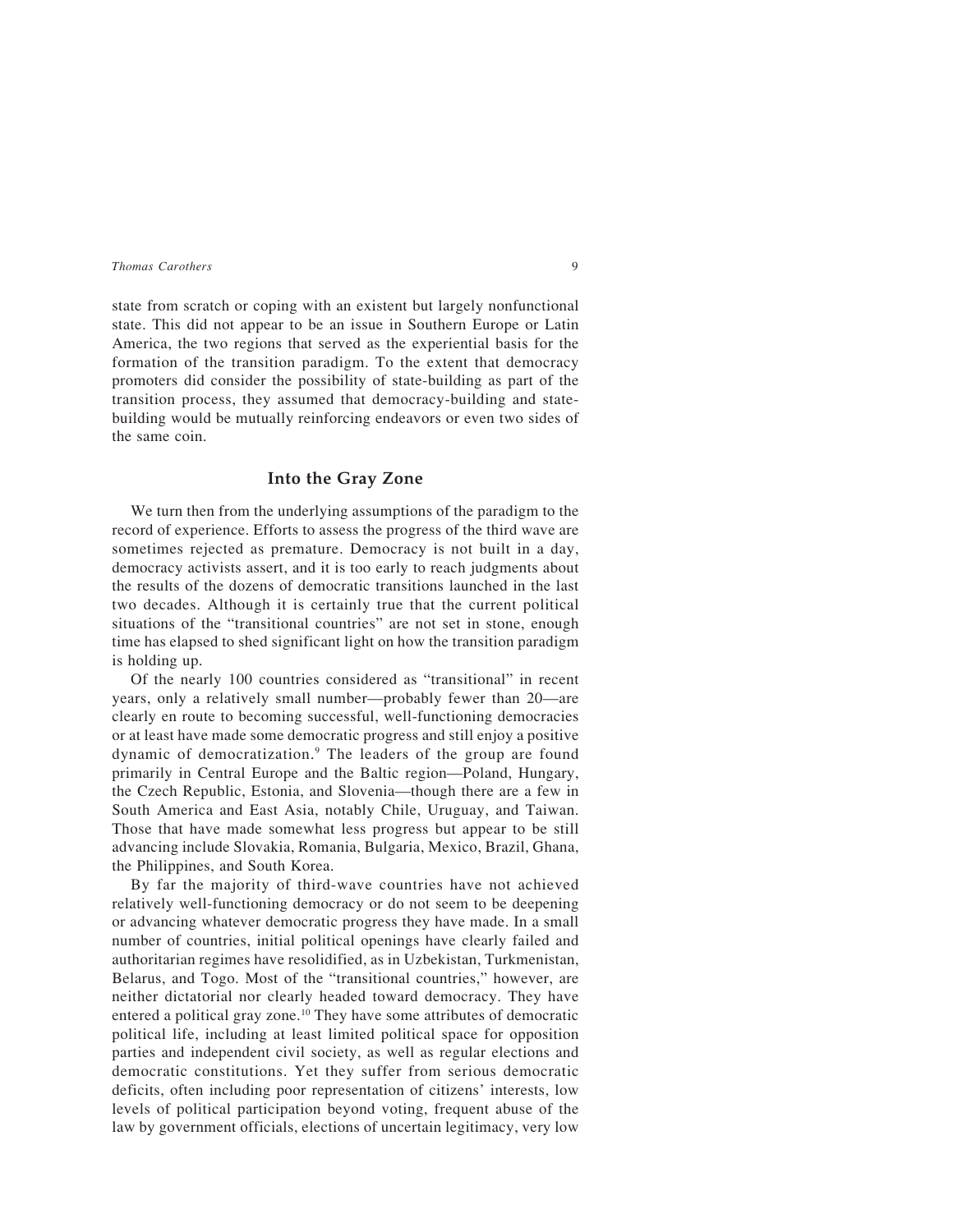state from scratch or coping with an existent but largely nonfunctional state. This did not appear to be an issue in Southern Europe or Latin America, the two regions that served as the experiential basis for the formation of the transition paradigm. To the extent that democracy promoters did consider the possibility of state-building as part of the transition process, they assumed that democracy-building and state-building would be mutually reinforcing endeavors or even two sides of the same coin.

## Into the Gray Zone

We turn then from the underlying assumptions of the paradigm to the record of experience. Efforts to assess the progress of the third wave are sometimes rejected as premature. Democracy is not built in a day, democracy activists assert, and it is too early to reach judgments about the results of the dozens of democratic transitions launched in the last two decades. Although it is certainly true that the current political situations of the "transitional countries" are not set in stone, enough time has elapsed to shed significant light on how the transition paradigm is holding up.

Of the nearly 100 countries considered as "transitional" in recent years, only a relatively small number—probably fewer than 20—are clearly en route to becoming successful, well-functioning democracies or at least have made some democratic progress and still enjoy a positive dynamic of democratization.[9] The leaders of the group are found primarily in Central Europe and the Baltic region—Poland, Hungary, the Czech Republic, Estonia, and Slovenia—though there are a few in South America and East Asia, notably Chile, Uruguay, and Taiwan. Those that have made somewhat less progress but appear to be still advancing include Slovakia, Romania, Bulgaria, Mexico, Brazil, Ghana, the Philippines, and South Korea.

By far the majority of third-wave countries have not achieved relatively well-functioning democracy or do not seem to be deepening or advancing whatever democratic progress they have made. In a small number of countries, initial political openings have clearly failed and authoritarian regimes have resolidified, as in Uzbekistan, Turkmenistan, Belarus, and Togo. Most of the "transitional countries," however, are neither dictatorial nor clearly headed toward democracy. They have entered a political gray zone.[10] They have some attributes of democratic political life, including at least limited political space for opposition parties and independent civil society, as well as regular elections and democratic constitutions. Yet they suffer from serious democratic deficits, often including poor representation of citizens' interests, low levels of political participation beyond voting, frequent abuse of the law by government officials, elections of uncertain legitimacy, very low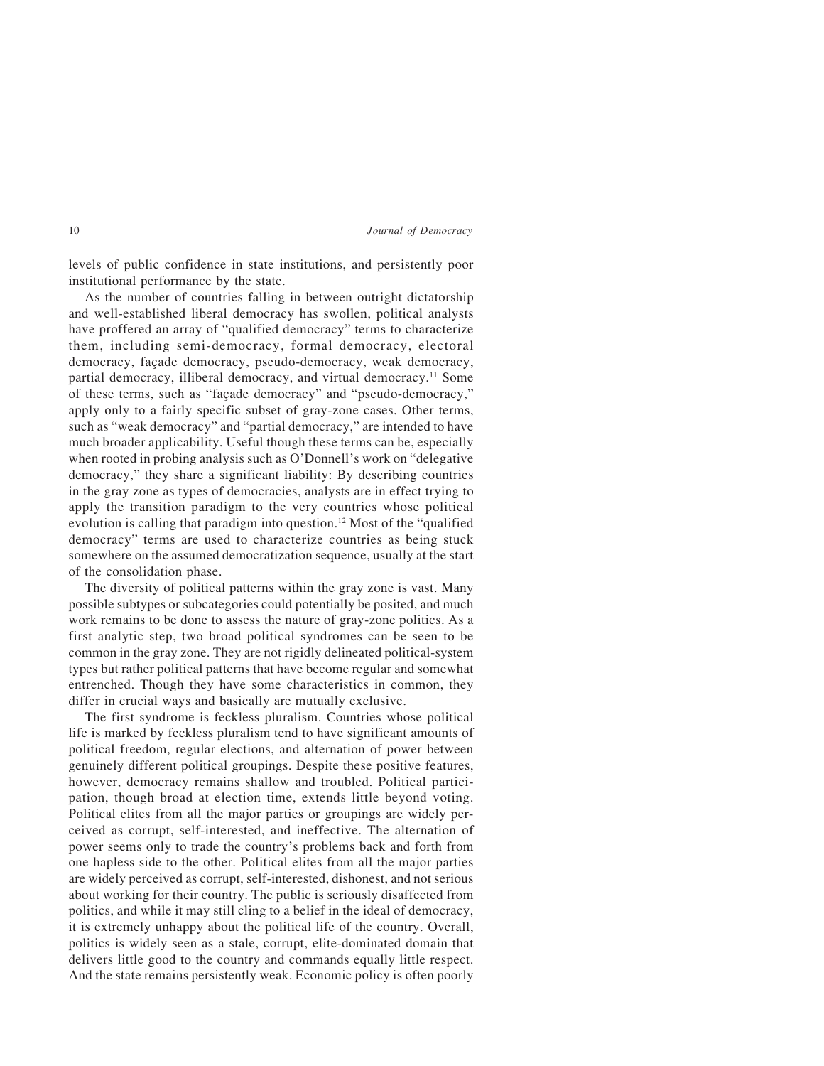levels of public confidence in state institutions, and persistently poor institutional performance by the state.

As the number of countries falling in between outright dictatorship and well-established liberal democracy has swollen, political analysts have proffered an array of "qualified democracy" terms to characterize them, including semi-democracy, formal democracy, electoral democracy, façade democracy, pseudo-democracy, weak democracy, partial democracy, illiberal democracy, and virtual democracy.[11] Some of these terms, such as "façade democracy" and "pseudo-democracy," apply only to a fairly specific subset of gray-zone cases. Other terms, such as "weak democracy" and "partial democracy," are intended to have much broader applicability. Useful though these terms can be, especially when rooted in probing analysis such as O'Donnell's work on "delegative democracy," they share a significant liability: By describing countries in the gray zone as types of democracies, analysts are in effect trying to apply the transition paradigm to the very countries whose political evolution is calling that paradigm into question.[12] Most of the "qualified democracy" terms are used to characterize countries as being stuck somewhere on the assumed democratization sequence, usually at the start of the consolidation phase.

The diversity of political patterns within the gray zone is vast. Many possible subtypes or subcategories could potentially be posited, and much work remains to be done to assess the nature of gray-zone politics. As a first analytic step, two broad political syndromes can be seen to be common in the gray zone. They are not rigidly delineated political-system types but rather political patterns that have become regular and somewhat entrenched. Though they have some characteristics in common, they differ in crucial ways and basically are mutually exclusive.

The first syndrome is feckless pluralism. Countries whose political life is marked by feckless pluralism tend to have significant amounts of political freedom, regular elections, and alternation of power between genuinely different political groupings. Despite these positive features, however, democracy remains shallow and troubled. Political participation, though broad at election time, extends little beyond voting. Political elites from all the major parties or groupings are widely perceived as corrupt, self-interested, and ineffective. The alternation of power seems only to trade the country's problems back and forth from one hapless side to the other. Political elites from all the major parties are widely perceived as corrupt, self-interested, dishonest, and not serious about working for their country. The public is seriously disaffected from politics, and while it may still cling to a belief in the ideal of democracy, it is extremely unhappy about the political life of the country. Overall, politics is widely seen as a stale, corrupt, elite-dominated domain that delivers little good to the country and commands equally little respect. And the state remains persistently weak. Economic policy is often poorly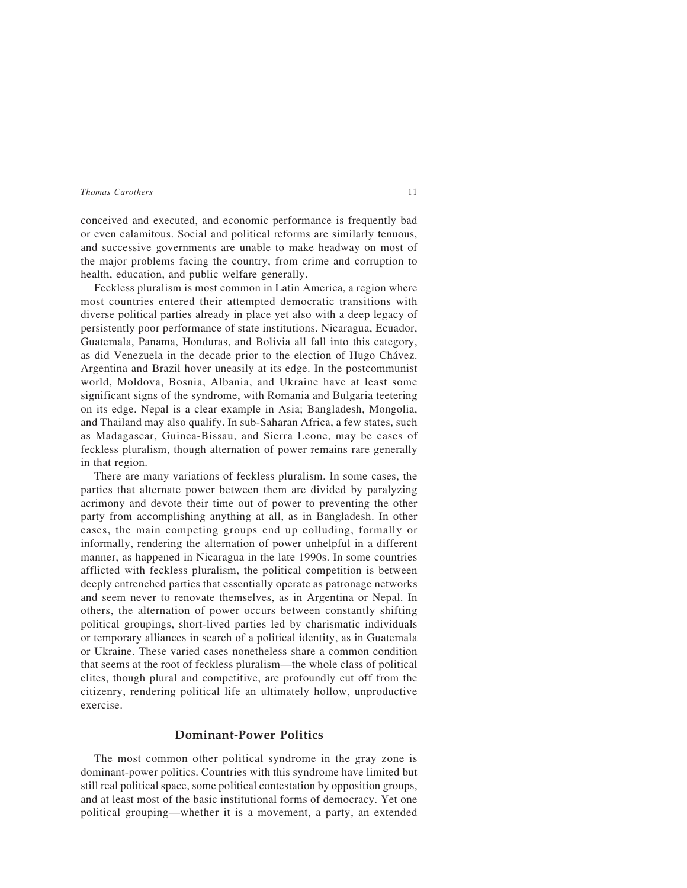conceived and executed, and economic performance is frequently bad or even calamitous. Social and political reforms are similarly tenuous, and successive governments are unable to make headway on most of the major problems facing the country, from crime and corruption to health, education, and public welfare generally.

Feckless pluralism is most common in Latin America, a region where most countries entered their attempted democratic transitions with diverse political parties already in place yet also with a deep legacy of persistently poor performance of state institutions. Nicaragua, Ecuador, Guatemala, Panama, Honduras, and Bolivia all fall into this category, as did Venezuela in the decade prior to the election of Hugo Chávez. Argentina and Brazil hover uneasily at its edge. In the postcommunist world, Moldova, Bosnia, Albania, and Ukraine have at least some significant signs of the syndrome, with Romania and Bulgaria teetering on its edge. Nepal is a clear example in Asia; Bangladesh, Mongolia, and Thailand may also qualify. In sub-Saharan Africa, a few states, such as Madagascar, Guinea-Bissau, and Sierra Leone, may be cases of feckless pluralism, though alternation of power remains rare generally in that region.

There are many variations of feckless pluralism. In some cases, the parties that alternate power between them are divided by paralyzing acrimony and devote their time out of power to preventing the other party from accomplishing anything at all, as in Bangladesh. In other cases, the main competing groups end up colluding, formally or informally, rendering the alternation of power unhelpful in a different manner, as happened in Nicaragua in the late 1990s. In some countries afflicted with feckless pluralism, the political competition is between deeply entrenched parties that essentially operate as patronage networks and seem never to renovate themselves, as in Argentina or Nepal. In others, the alternation of power occurs between constantly shifting political groupings, short-lived parties led by charismatic individuals or temporary alliances in search of a political identity, as in Guatemala or Ukraine. These varied cases nonetheless share a common condition that seems at the root of feckless pluralism—the whole class of political elites, though plural and competitive, are profoundly cut off from the citizenry, rendering political life an ultimately hollow, unproductive exercise.

## Dominant-Power Politics

The most common other political syndrome in the gray zone is dominant-power politics. Countries with this syndrome have limited but still real political space, some political contestation by opposition groups, and at least most of the basic institutional forms of democracy. Yet one political grouping—whether it is a movement, a party, an extended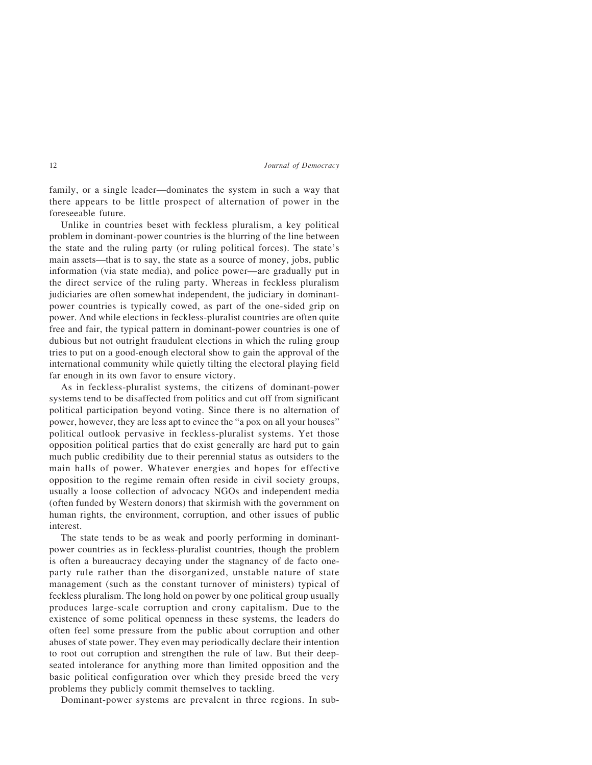family, or a single leader—dominates the system in such a way that there appears to be little prospect of alternation of power in the foreseeable future.

Unlike in countries beset with feckless pluralism, a key political problem in dominant-power countries is the blurring of the line between the state and the ruling party (or ruling political forces). The state's main assets—that is to say, the state as a source of money, jobs, public information (via state media), and police power—are gradually put in the direct service of the ruling party. Whereas in feckless pluralism judiciaries are often somewhat independent, the judiciary in dominant-power countries is typically cowed, as part of the one-sided grip on power. And while elections in feckless-pluralist countries are often quite free and fair, the typical pattern in dominant-power countries is one of dubious but not outright fraudulent elections in which the ruling group tries to put on a good-enough electoral show to gain the approval of the international community while quietly tilting the electoral playing field far enough in its own favor to ensure victory.

As in feckless-pluralist systems, the citizens of dominant-power systems tend to be disaffected from politics and cut off from significant political participation beyond voting. Since there is no alternation of power, however, they are less apt to evince the "a pox on all your houses" political outlook pervasive in feckless-pluralist systems. Yet those opposition political parties that do exist generally are hard put to gain much public credibility due to their perennial status as outsiders to the main halls of power. Whatever energies and hopes for effective opposition to the regime remain often reside in civil society groups, usually a loose collection of advocacy NGOs and independent media (often funded by Western donors) that skirmish with the government on human rights, the environment, corruption, and other issues of public interest.

The state tends to be as weak and poorly performing in dominant-power countries as in feckless-pluralist countries, though the problem is often a bureaucracy decaying under the stagnancy of de facto one-party rule rather than the disorganized, unstable nature of state management (such as the constant turnover of ministers) typical of feckless pluralism. The long hold on power by one political group usually produces large-scale corruption and crony capitalism. Due to the existence of some political openness in these systems, the leaders do often feel some pressure from the public about corruption and other abuses of state power. They even may periodically declare their intention to root out corruption and strengthen the rule of law. But their deep-seated intolerance for anything more than limited opposition and the basic political configuration over which they preside breed the very problems they publicly commit themselves to tackling.

Dominant-power systems are prevalent in three regions. In sub-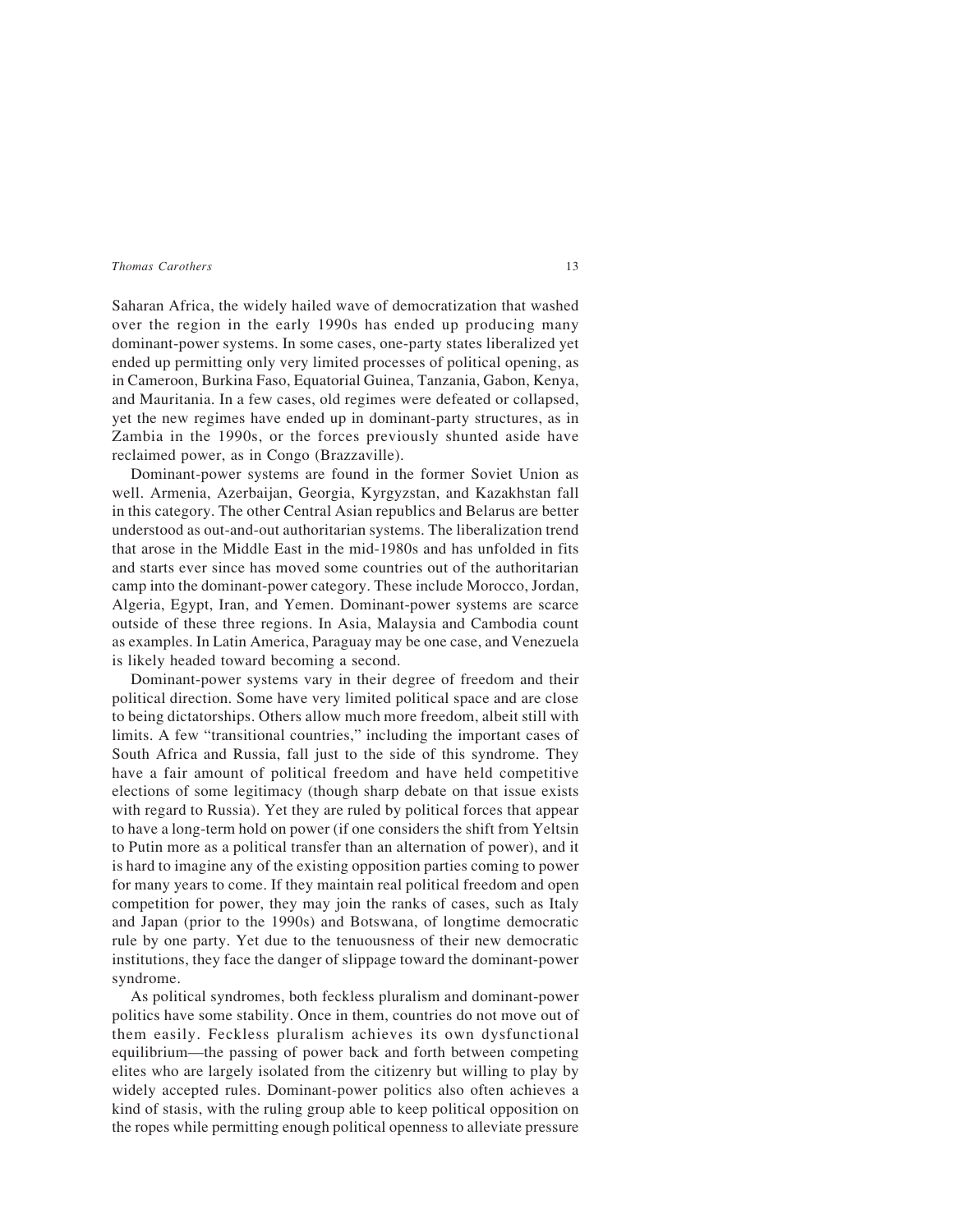Saharan Africa, the widely hailed wave of democratization that washed over the region in the early 1990s has ended up producing many dominant-power systems. In some cases, one-party states liberalized yet ended up permitting only very limited processes of political opening, as in Cameroon, Burkina Faso, Equatorial Guinea, Tanzania, Gabon, Kenya, and Mauritania. In a few cases, old regimes were defeated or collapsed, yet the new regimes have ended up in dominant-party structures, as in Zambia in the 1990s, or the forces previously shunted aside have reclaimed power, as in Congo (Brazzaville).

Dominant-power systems are found in the former Soviet Union as well. Armenia, Azerbaijan, Georgia, Kyrgyzstan, and Kazakhstan fall in this category. The other Central Asian republics and Belarus are better understood as out-and-out authoritarian systems. The liberalization trend that arose in the Middle East in the mid-1980s and has unfolded in fits and starts ever since has moved some countries out of the authoritarian camp into the dominant-power category. These include Morocco, Jordan, Algeria, Egypt, Iran, and Yemen. Dominant-power systems are scarce outside of these three regions. In Asia, Malaysia and Cambodia count as examples. In Latin America, Paraguay may be one case, and Venezuela is likely headed toward becoming a second.

Dominant-power systems vary in their degree of freedom and their political direction. Some have very limited political space and are close to being dictatorships. Others allow much more freedom, albeit still with limits. A few "transitional countries," including the important cases of South Africa and Russia, fall just to the side of this syndrome. They have a fair amount of political freedom and have held competitive elections of some legitimacy (though sharp debate on that issue exists with regard to Russia). Yet they are ruled by political forces that appear to have a long-term hold on power (if one considers the shift from Yeltsin to Putin more as a political transfer than an alternation of power), and it is hard to imagine any of the existing opposition parties coming to power for many years to come. If they maintain real political freedom and open competition for power, they may join the ranks of cases, such as Italy and Japan (prior to the 1990s) and Botswana, of longtime democratic rule by one party. Yet due to the tenuousness of their new democratic institutions, they face the danger of slippage toward the dominant-power syndrome.

As political syndromes, both feckless pluralism and dominant-power politics have some stability. Once in them, countries do not move out of them easily. Feckless pluralism achieves its own dysfunctional equilibrium—the passing of power back and forth between competing elites who are largely isolated from the citizenry but willing to play by widely accepted rules. Dominant-power politics also often achieves a kind of stasis, with the ruling group able to keep political opposition on the ropes while permitting enough political openness to alleviate pressure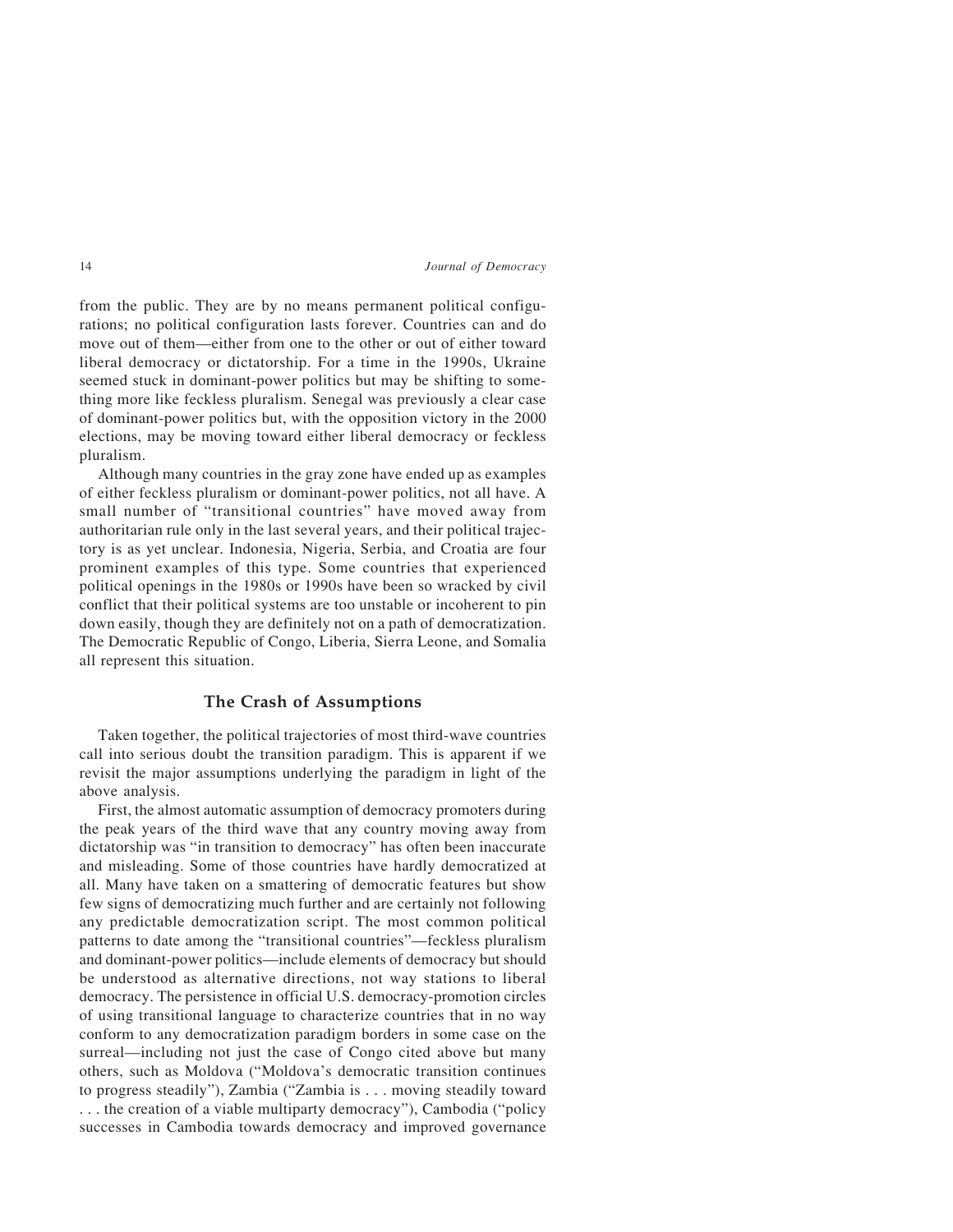from the public. They are by no means permanent political configurations; no political configuration lasts forever. Countries can and do move out of them—either from one to the other or out of either toward liberal democracy or dictatorship. For a time in the 1990s, Ukraine seemed stuck in dominant-power politics but may be shifting to something more like feckless pluralism. Senegal was previously a clear case of dominant-power politics but, with the opposition victory in the 2000 elections, may be moving toward either liberal democracy or feckless pluralism.

Although many countries in the gray zone have ended up as examples of either feckless pluralism or dominant-power politics, not all have. A small number of "transitional countries" have moved away from authoritarian rule only in the last several years, and their political trajectory is as yet unclear. Indonesia, Nigeria, Serbia, and Croatia are four prominent examples of this type. Some countries that experienced political openings in the 1980s or 1990s have been so wracked by civil conflict that their political systems are too unstable or incoherent to pin down easily, though they are definitely not on a path of democratization. The Democratic Republic of Congo, Liberia, Sierra Leone, and Somalia all represent this situation.

## The Crash of Assumptions

Taken together, the political trajectories of most third-wave countries call into serious doubt the transition paradigm. This is apparent if we revisit the major assumptions underlying the paradigm in light of the above analysis.

First, the almost automatic assumption of democracy promoters during the peak years of the third wave that any country moving away from dictatorship was "in transition to democracy" has often been inaccurate and misleading. Some of those countries have hardly democratized at all. Many have taken on a smattering of democratic features but show few signs of democratizing much further and are certainly not following any predictable democratization script. The most common political patterns to date among the "transitional countries"—feckless pluralism and dominant-power politics—include elements of democracy but should be understood as alternative directions, not way stations to liberal democracy. The persistence in official U.S. democracy-promotion circles of using transitional language to characterize countries that in no way conform to any democratization paradigm borders in some case on the surreal—including not just the case of Congo cited above but many others, such as Moldova ("Moldova's democratic transition continues to progress steadily"), Zambia ("Zambia is . . . moving steadily toward . . . the creation of a viable multiparty democracy"), Cambodia ("policy successes in Cambodia towards democracy and improved governance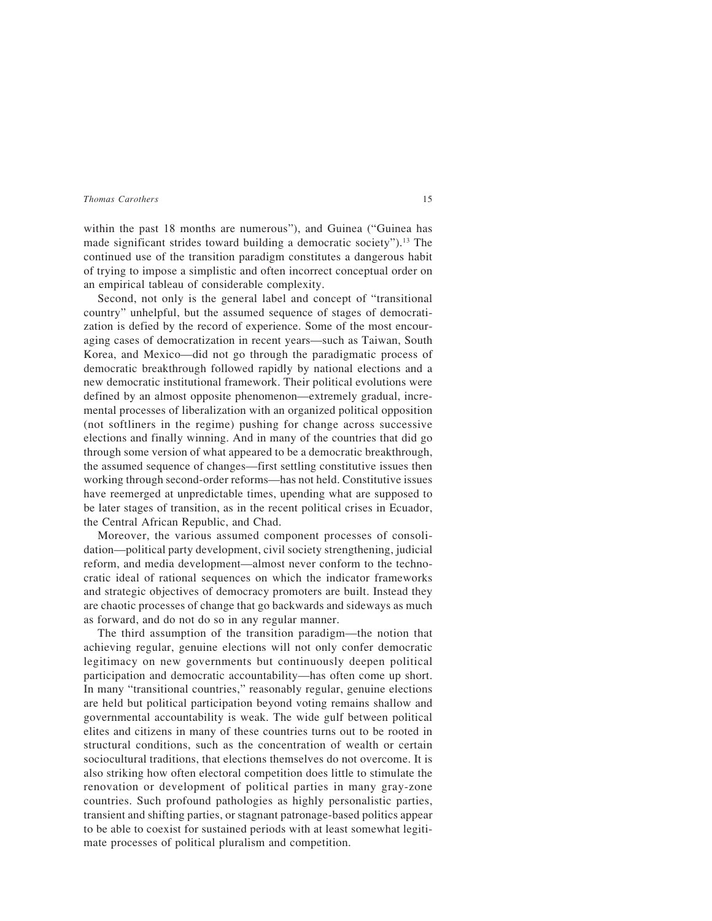within the past 18 months are numerous"), and Guinea ("Guinea has made significant strides toward building a democratic society").[13] The continued use of the transition paradigm constitutes a dangerous habit of trying to impose a simplistic and often incorrect conceptual order on an empirical tableau of considerable complexity.

Second, not only is the general label and concept of "transitional country" unhelpful, but the assumed sequence of stages of democratization is defied by the record of experience. Some of the most encouraging cases of democratization in recent years—such as Taiwan, South Korea, and Mexico—did not go through the paradigmatic process of democratic breakthrough followed rapidly by national elections and a new democratic institutional framework. Their political evolutions were defined by an almost opposite phenomenon—extremely gradual, incremental processes of liberalization with an organized political opposition (not softliners in the regime) pushing for change across successive elections and finally winning. And in many of the countries that did go through some version of what appeared to be a democratic breakthrough, the assumed sequence of changes—first settling constitutive issues then working through second-order reforms—has not held. Constitutive issues have reemerged at unpredictable times, upending what are supposed to be later stages of transition, as in the recent political crises in Ecuador, the Central African Republic, and Chad.

Moreover, the various assumed component processes of consolidation—political party development, civil society strengthening, judicial reform, and media development—almost never conform to the technocratic ideal of rational sequences on which the indicator frameworks and strategic objectives of democracy promoters are built. Instead they are chaotic processes of change that go backwards and sideways as much as forward, and do not do so in any regular manner.

The third assumption of the transition paradigm—the notion that achieving regular, genuine elections will not only confer democratic legitimacy on new governments but continuously deepen political participation and democratic accountability—has often come up short. In many "transitional countries," reasonably regular, genuine elections are held but political participation beyond voting remains shallow and governmental accountability is weak. The wide gulf between political elites and citizens in many of these countries turns out to be rooted in structural conditions, such as the concentration of wealth or certain sociocultural traditions, that elections themselves do not overcome. It is also striking how often electoral competition does little to stimulate the renovation or development of political parties in many gray-zone countries. Such profound pathologies as highly personalistic parties, transient and shifting parties, or stagnant patronage-based politics appear to be able to coexist for sustained periods with at least somewhat legitimate processes of political pluralism and competition.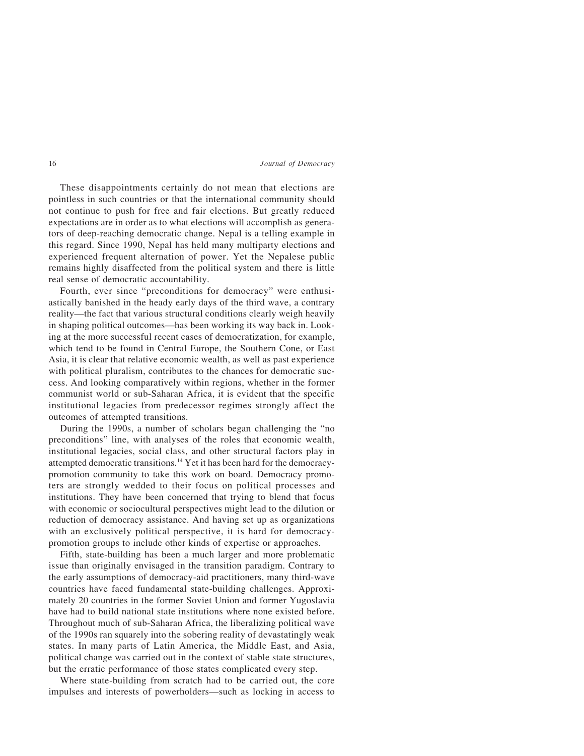These disappointments certainly do not mean that elections are pointless in such countries or that the international community should not continue to push for free and fair elections. But greatly reduced expectations are in order as to what elections will accomplish as generators of deep-reaching democratic change. Nepal is a telling example in this regard. Since 1990, Nepal has held many multiparty elections and experienced frequent alternation of power. Yet the Nepalese public remains highly disaffected from the political system and there is little real sense of democratic accountability.

Fourth, ever since "preconditions for democracy" were enthusiastically banished in the heady early days of the third wave, a contrary reality—the fact that various structural conditions clearly weigh heavily in shaping political outcomes—has been working its way back in. Looking at the more successful recent cases of democratization, for example, which tend to be found in Central Europe, the Southern Cone, or East Asia, it is clear that relative economic wealth, as well as past experience with political pluralism, contributes to the chances for democratic success. And looking comparatively within regions, whether in the former communist world or sub-Saharan Africa, it is evident that the specific institutional legacies from predecessor regimes strongly affect the outcomes of attempted transitions.

During the 1990s, a number of scholars began challenging the "no preconditions" line, with analyses of the roles that economic wealth, institutional legacies, social class, and other structural factors play in attempted democratic transitions.[14] Yet it has been hard for the democracy-promotion community to take this work on board. Democracy promoters are strongly wedded to their focus on political processes and institutions. They have been concerned that trying to blend that focus with economic or sociocultural perspectives might lead to the dilution or reduction of democracy assistance. And having set up as organizations with an exclusively political perspective, it is hard for democracy-promotion groups to include other kinds of expertise or approaches.

Fifth, state-building has been a much larger and more problematic issue than originally envisaged in the transition paradigm. Contrary to the early assumptions of democracy-aid practitioners, many third-wave countries have faced fundamental state-building challenges. Approximately 20 countries in the former Soviet Union and former Yugoslavia have had to build national state institutions where none existed before. Throughout much of sub-Saharan Africa, the liberalizing political wave of the 1990s ran squarely into the sobering reality of devastatingly weak states. In many parts of Latin America, the Middle East, and Asia, political change was carried out in the context of stable state structures, but the erratic performance of those states complicated every step.

Where state-building from scratch had to be carried out, the core impulses and interests of powerholders—such as locking in access to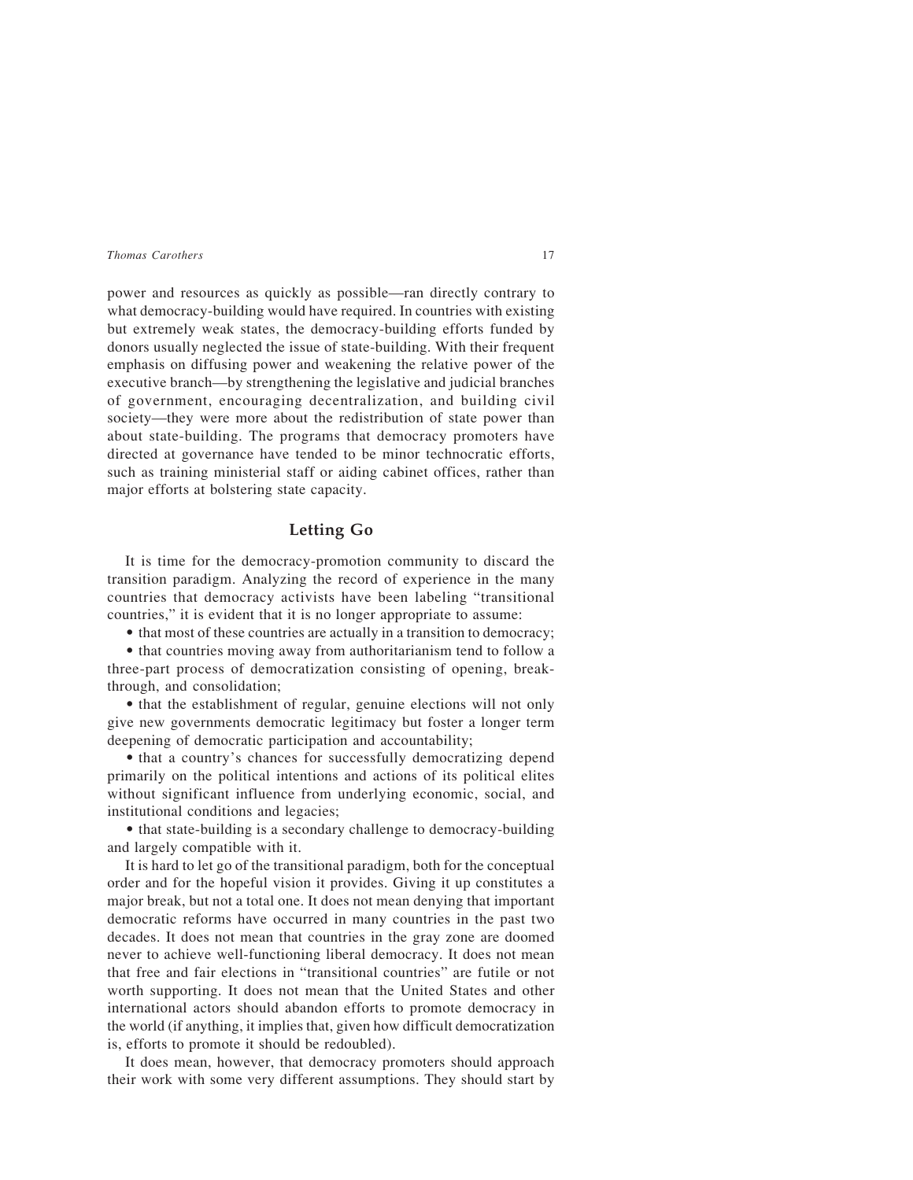power and resources as quickly as possible—ran directly contrary to what democracy-building would have required. In countries with existing but extremely weak states, the democracy-building efforts funded by donors usually neglected the issue of state-building. With their frequent emphasis on diffusing power and weakening the relative power of the executive branch—by strengthening the legislative and judicial branches of government, encouraging decentralization, and building civil society—they were more about the redistribution of state power than about state-building. The programs that democracy promoters have directed at governance have tended to be minor technocratic efforts, such as training ministerial staff or aiding cabinet offices, rather than major efforts at bolstering state capacity.

## Letting Go

It is time for the democracy-promotion community to discard the transition paradigm. Analyzing the record of experience in the many countries that democracy activists have been labeling "transitional countries," it is evident that it is no longer appropriate to assume:

- that most of these countries are actually in a transition to democracy;
- that countries moving away from authoritarianism tend to follow a three-part process of democratization consisting of opening, breakthrough, and consolidation;
- that the establishment of regular, genuine elections will not only give new governments democratic legitimacy but foster a longer term deepening of democratic participation and accountability;
- that a country's chances for successfully democratizing depend primarily on the political intentions and actions of its political elites without significant influence from underlying economic, social, and institutional conditions and legacies;
- that state-building is a secondary challenge to democracy-building and largely compatible with it.

It is hard to let go of the transitional paradigm, both for the conceptual order and for the hopeful vision it provides. Giving it up constitutes a major break, but not a total one. It does not mean denying that important democratic reforms have occurred in many countries in the past two decades. It does not mean that countries in the gray zone are doomed never to achieve well-functioning liberal democracy. It does not mean that free and fair elections in "transitional countries" are futile or not worth supporting. It does not mean that the United States and other international actors should abandon efforts to promote democracy in the world (if anything, it implies that, given how difficult democratization is, efforts to promote it should be redoubled).

It does mean, however, that democracy promoters should approach their work with some very different assumptions. They should start by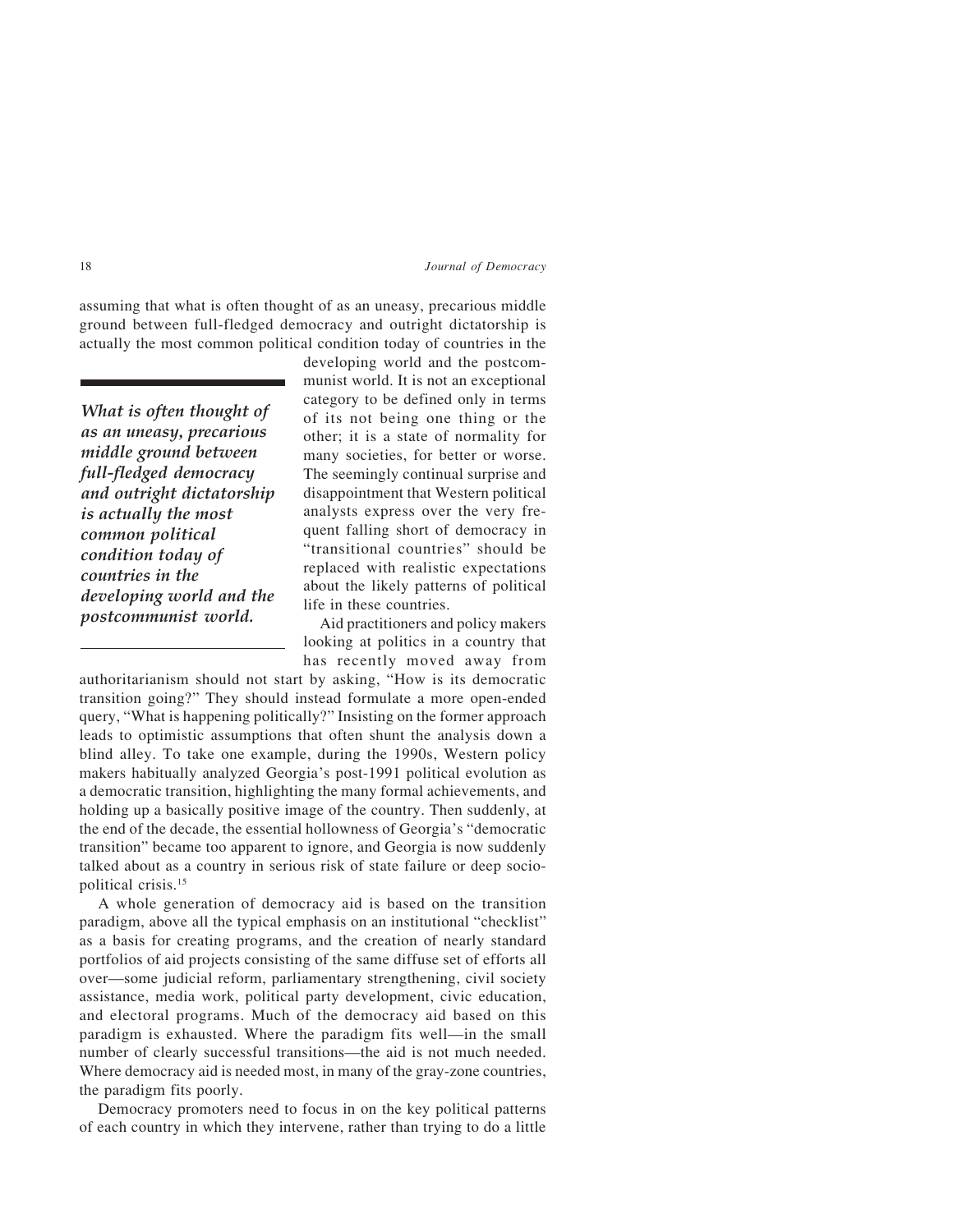assuming that what is often thought of as an uneasy, precarious middle ground between full-fledged democracy and outright dictatorship is actually the most common political condition today of countries in the developing world and the postcommunist world. It is not an exceptional category to be defined only in terms of its not being one thing or the other; it is a state of normality for many societies, for better or worse. The seemingly continual surprise and disappointment that Western political analysts express over the very frequent falling short of democracy in "transitional countries" should be replaced with realistic expectations about the likely patterns of political life in these countries.

*What is often thought of as an uneasy, precarious middle ground between full-fledged democracy and outright dictatorship is actually the most common political condition today of countries in the developing world and the postcommunist world.*

Aid practitioners and policy makers looking at politics in a country that has recently moved away from authoritarianism should not start by asking, "How is its democratic transition going?" They should instead formulate a more open-ended query, "What is happening politically?" Insisting on the former approach leads to optimistic assumptions that often shunt the analysis down a blind alley. To take one example, during the 1990s, Western policy makers habitually analyzed Georgia's post-1991 political evolution as a democratic transition, highlighting the many formal achievements, and holding up a basically positive image of the country. Then suddenly, at the end of the decade, the essential hollowness of Georgia's "democratic transition" became too apparent to ignore, and Georgia is now suddenly talked about as a country in serious risk of state failure or deep sociopolitical crisis.[15]

A whole generation of democracy aid is based on the transition paradigm, above all the typical emphasis on an institutional "checklist" as a basis for creating programs, and the creation of nearly standard portfolios of aid projects consisting of the same diffuse set of efforts all over—some judicial reform, parliamentary strengthening, civil society assistance, media work, political party development, civic education, and electoral programs. Much of the democracy aid based on this paradigm is exhausted. Where the paradigm fits well—in the small number of clearly successful transitions—the aid is not much needed. Where democracy aid is needed most, in many of the gray-zone countries, the paradigm fits poorly.

Democracy promoters need to focus in on the key political patterns of each country in which they intervene, rather than trying to do a little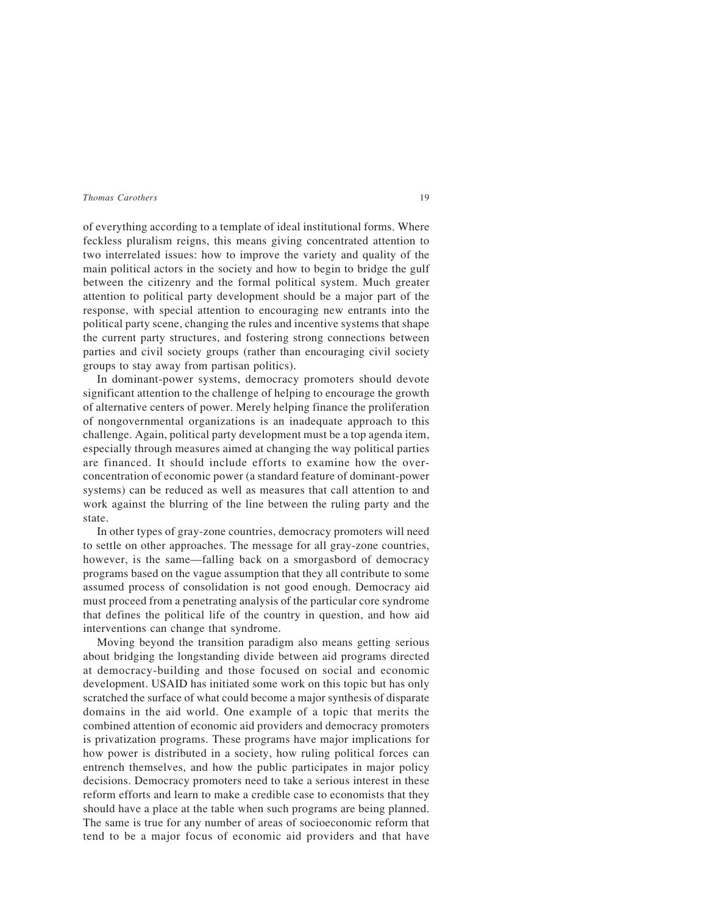of everything according to a template of ideal institutional forms. Where feckless pluralism reigns, this means giving concentrated attention to two interrelated issues: how to improve the variety and quality of the main political actors in the society and how to begin to bridge the gulf between the citizenry and the formal political system. Much greater attention to political party development should be a major part of the response, with special attention to encouraging new entrants into the political party scene, changing the rules and incentive systems that shape the current party structures, and fostering strong connections between parties and civil society groups (rather than encouraging civil society groups to stay away from partisan politics).

In dominant-power systems, democracy promoters should devote significant attention to the challenge of helping to encourage the growth of alternative centers of power. Merely helping finance the proliferation of nongovernmental organizations is an inadequate approach to this challenge. Again, political party development must be a top agenda item, especially through measures aimed at changing the way political parties are financed. It should include efforts to examine how the over-concentration of economic power (a standard feature of dominant-power systems) can be reduced as well as measures that call attention to and work against the blurring of the line between the ruling party and the state.

In other types of gray-zone countries, democracy promoters will need to settle on other approaches. The message for all gray-zone countries, however, is the same—falling back on a smorgasbord of democracy programs based on the vague assumption that they all contribute to some assumed process of consolidation is not good enough. Democracy aid must proceed from a penetrating analysis of the particular core syndrome that defines the political life of the country in question, and how aid interventions can change that syndrome.

Moving beyond the transition paradigm also means getting serious about bridging the longstanding divide between aid programs directed at democracy-building and those focused on social and economic development. USAID has initiated some work on this topic but has only scratched the surface of what could become a major synthesis of disparate domains in the aid world. One example of a topic that merits the combined attention of economic aid providers and democracy promoters is privatization programs. These programs have major implications for how power is distributed in a society, how ruling political forces can entrench themselves, and how the public participates in major policy decisions. Democracy promoters need to take a serious interest in these reform efforts and learn to make a credible case to economists that they should have a place at the table when such programs are being planned. The same is true for any number of areas of socioeconomic reform that tend to be a major focus of economic aid providers and that have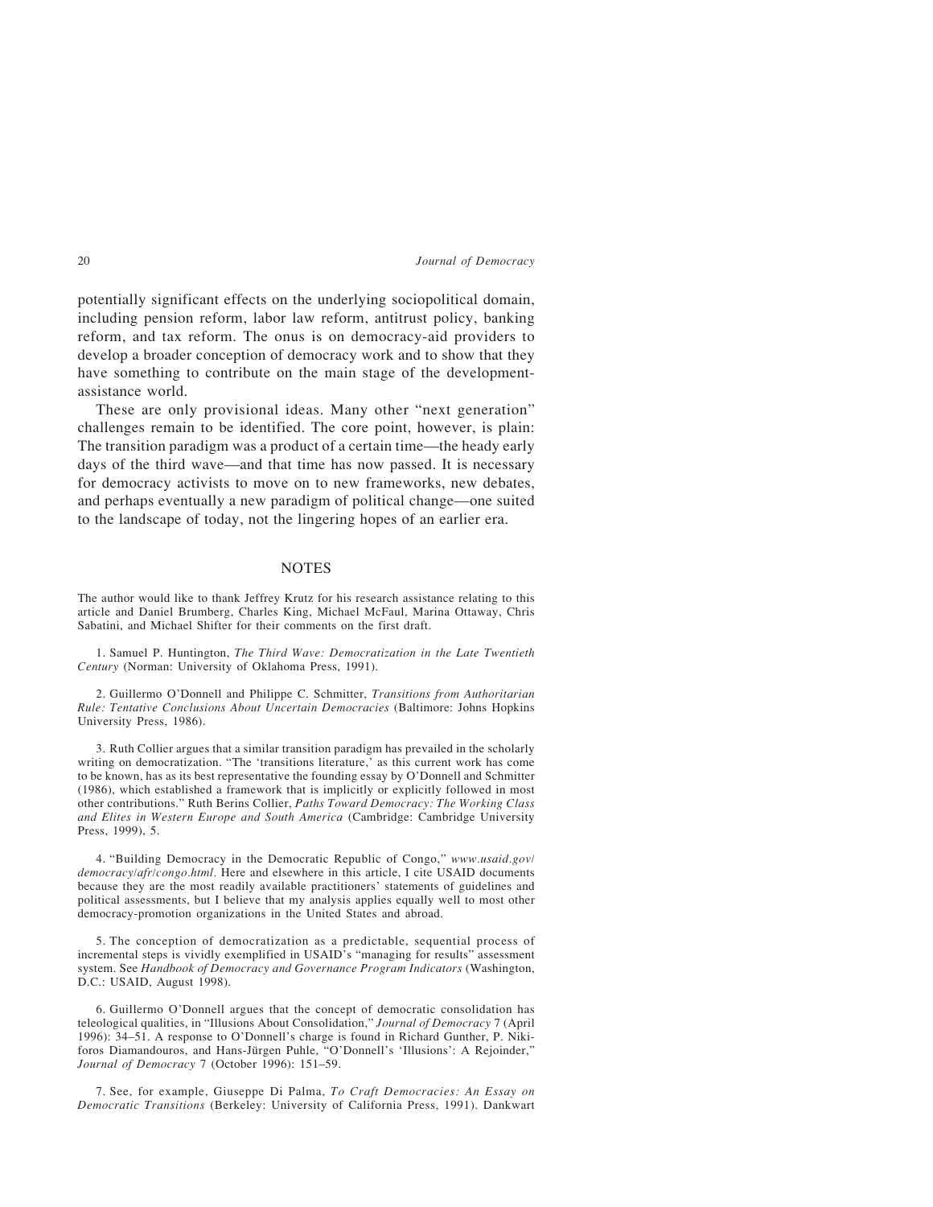potentially significant effects on the underlying sociopolitical domain, including pension reform, labor law reform, antitrust policy, banking reform, and tax reform. The onus is on democracy-aid providers to develop a broader conception of democracy work and to show that they have something to contribute on the main stage of the development-assistance world.

These are only provisional ideas. Many other "next generation" challenges remain to be identified. The core point, however, is plain: The transition paradigm was a product of a certain time—the heady early days of the third wave—and that time has now passed. It is necessary for democracy activists to move on to new frameworks, new debates, and perhaps eventually a new paradigm of political change—one suited to the landscape of today, not the lingering hopes of an earlier era.

## NOTES

The author would like to thank Jeffrey Krutz for his research assistance relating to this article and Daniel Brumberg, Charles King, Michael McFaul, Marina Ottaway, Chris Sabatini, and Michael Shifter for their comments on the first draft.

1. Samuel P. Huntington, *The Third Wave: Democratization in the Late Twentieth Century* (Norman: University of Oklahoma Press, 1991).

2. Guillermo O'Donnell and Philippe C. Schmitter, *Transitions from Authoritarian Rule: Tentative Conclusions About Uncertain Democracies* (Baltimore: Johns Hopkins University Press, 1986).

3. Ruth Collier argues that a similar transition paradigm has prevailed in the scholarly writing on democratization. "The 'transitions literature,' as this current work has come to be known, has as its best representative the founding essay by O'Donnell and Schmitter (1986), which established a framework that is implicitly or explicitly followed in most other contributions." Ruth Berins Collier, *Paths Toward Democracy: The Working Class and Elites in Western Europe and South America* (Cambridge: Cambridge University Press, 1999), 5.

4. "Building Democracy in the Democratic Republic of Congo," *www.usaid.gov/democracy/afr/congo.html*. Here and elsewhere in this article, I cite USAID documents because they are the most readily available practitioners' statements of guidelines and political assessments, but I believe that my analysis applies equally well to most other democracy-promotion organizations in the United States and abroad.

5. The conception of democratization as a predictable, sequential process of incremental steps is vividly exemplified in USAID's "managing for results" assessment system. See *Handbook of Democracy and Governance Program Indicators* (Washington, D.C.: USAID, August 1998).

6. Guillermo O'Donnell argues that the concept of democratic consolidation has teleological qualities, in "Illusions About Consolidation," *Journal of Democracy* 7 (April 1996): 34–51. A response to O'Donnell's charge is found in Richard Gunther, P. Nikiforos Diamandouros, and Hans-Jürgen Puhle, "O'Donnell's 'Illusions': A Rejoinder," *Journal of Democracy* 7 (October 1996): 151–59.

7. See, for example, Giuseppe Di Palma, *To Craft Democracies: An Essay on Democratic Transitions* (Berkeley: University of California Press, 1991). Dankwart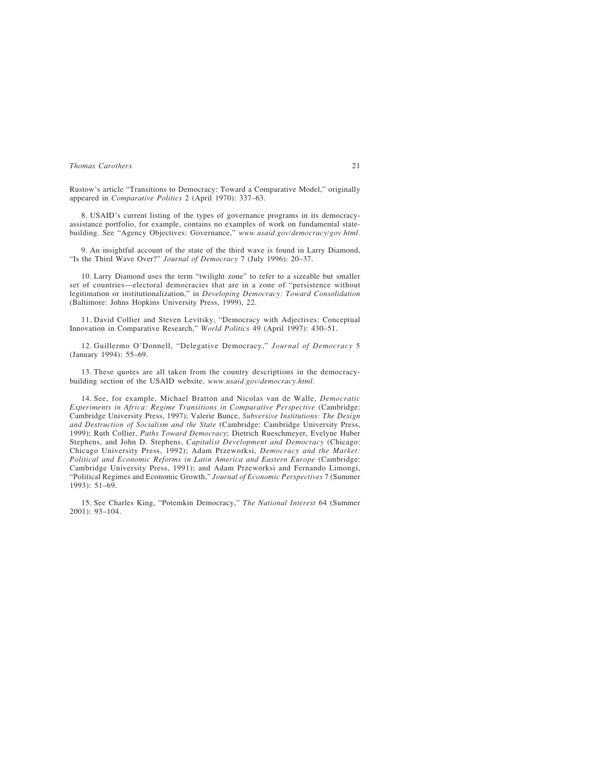Rustow's article "Transitions to Democracy: Toward a Comparative Model," originally appeared in *Comparative Politics* 2 (April 1970): 337–63.

8. USAID's current listing of the types of governance programs in its democracy-assistance portfolio, for example, contains no examples of work on fundamental state-building. See "Agency Objectives: Governance," *www.usaid.gov/democracy/gov.html.*

9. An insightful account of the state of the third wave is found in Larry Diamond, "Is the Third Wave Over?" *Journal of Democracy* 7 (July 1996): 20–37.

10. Larry Diamond uses the term "twilight zone" to refer to a sizeable but smaller set of countries—electoral democracies that are in a zone of "persistence without legitimation or institutionalization," in *Developing Democracy: Toward Consolidation* (Baltimore: Johns Hopkins University Press, 1999), 22.

11. David Collier and Steven Levitsky, "Democracy with Adjectives: Conceptual Innovation in Comparative Research," *World Politics* 49 (April 1997): 430–51.

12. Guillermo O'Donnell, "Delegative Democracy," *Journal of Democracy* 5 (January 1994): 55–69.

13. These quotes are all taken from the country descriptions in the democracy-building section of the USAID website, *www.usaid.gov/democracy.html.*

14. See, for example, Michael Bratton and Nicolas van de Walle, *Democratic Experiments in Africa: Regime Transitions in Comparative Perspective* (Cambridge: Cambridge University Press, 1997); Valerie Bunce, *Subversive Institutions: The Design and Destruction of Socialism and the State* (Cambridge: Cambridge University Press, 1999); Ruth Collier, *Paths Toward Democracy*; Dietrich Rueschmeyer, Evelyne Huber Stephens, and John D. Stephens, *Capitalist Development and Democracy* (Chicago: Chicago University Press, 1992); Adam Przeworksi, *Democracy and the Market: Political and Economic Reforms in Latin America and Eastern Europe* (Cambridge: Cambridge University Press, 1991); and Adam Przeworksi and Fernando Limongi, "Political Regimes and Economic Growth," *Journal of Economic Perspectives* 7 (Summer 1993): 51–69.

15. See Charles King, "Potemkin Democracy," *The National Interest* 64 (Summer 2001): 93–104.